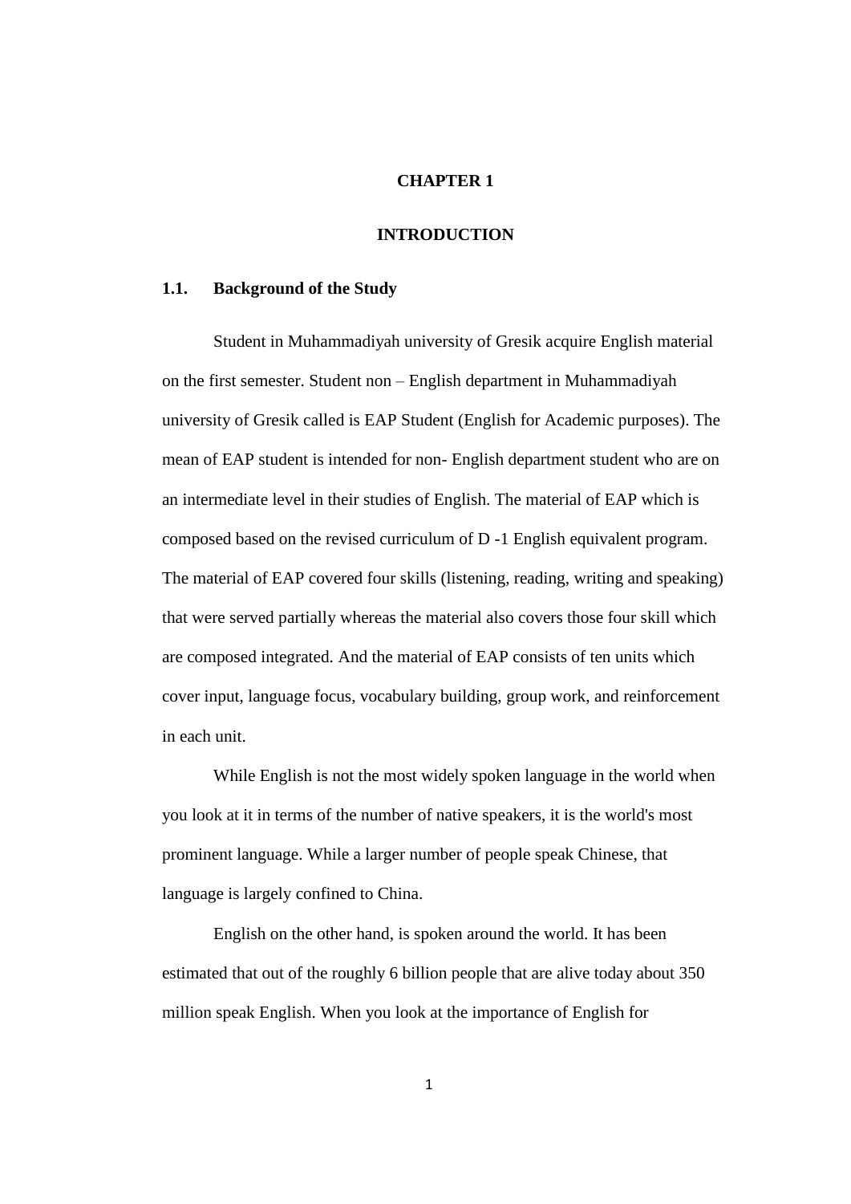# CHAPTER 1

# INTRODUCTION

## 1.1. Background of the Study

Student in Muhammadiyah university of Gresik acquire English material on the first semester. Student non – English department in Muhammadiyah university of Gresik called is EAP Student (English for Academic purposes). The mean of EAP student is intended for non- English department student who are on an intermediate level in their studies of English. The material of EAP which is composed based on the revised curriculum of D -1 English equivalent program. The material of EAP covered four skills (listening, reading, writing and speaking) that were served partially whereas the material also covers those four skill which are composed integrated. And the material of EAP consists of ten units which cover input, language focus, vocabulary building, group work, and reinforcement in each unit.

While English is not the most widely spoken language in the world when you look at it in terms of the number of native speakers, it is the world's most prominent language. While a larger number of people speak Chinese, that language is largely confined to China.

English on the other hand, is spoken around the world. It has been estimated that out of the roughly 6 billion people that are alive today about 350 million speak English. When you look at the importance of English for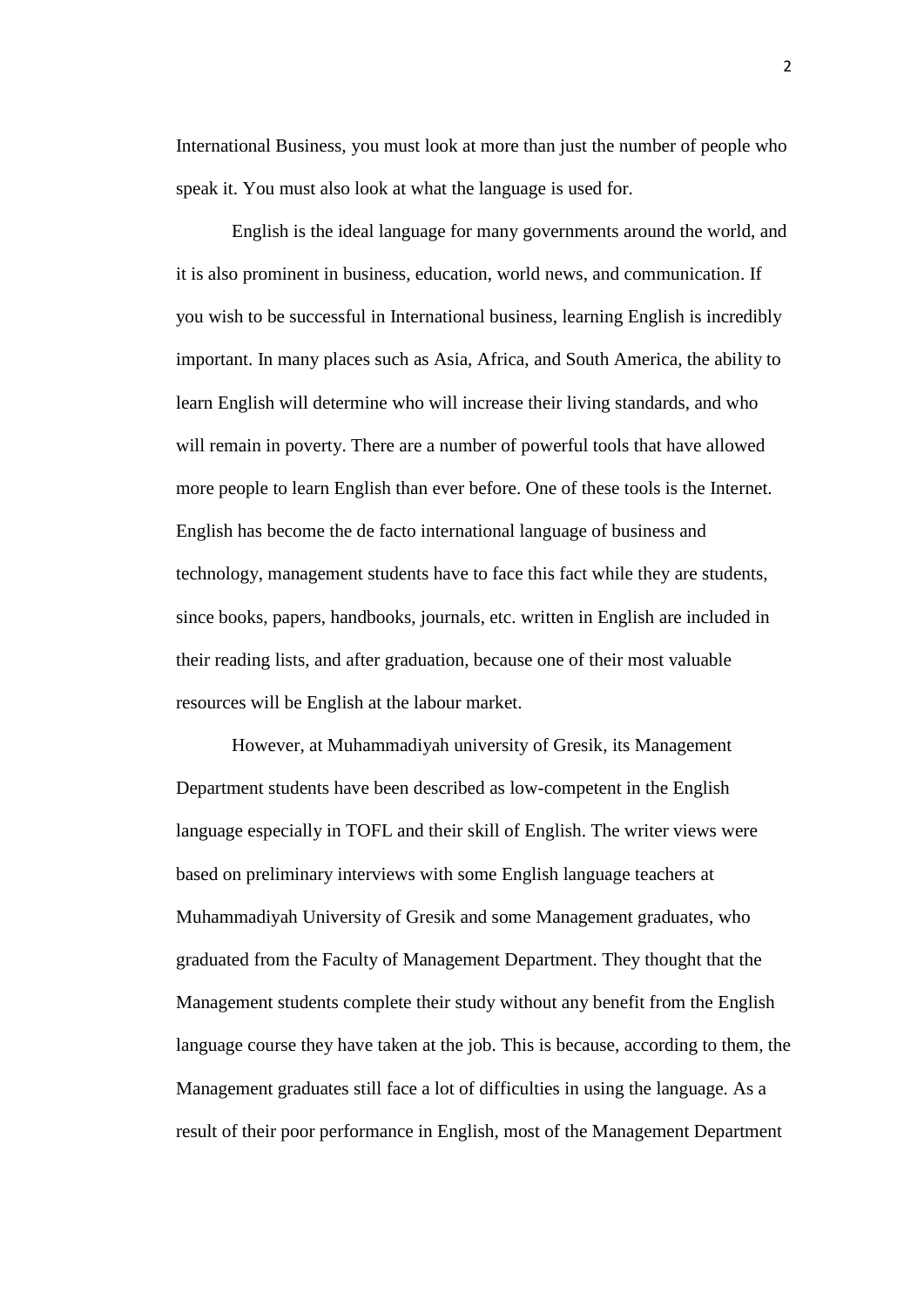International Business, you must look at more than just the number of people who speak it. You must also look at what the language is used for.

English is the ideal language for many governments around the world, and it is also prominent in business, education, world news, and communication. If you wish to be successful in International business, learning English is incredibly important. In many places such as Asia, Africa, and South America, the ability to learn English will determine who will increase their living standards, and who will remain in poverty. There are a number of powerful tools that have allowed more people to learn English than ever before. One of these tools is the Internet. English has become the de facto international language of business and technology, management students have to face this fact while they are students, since books, papers, handbooks, journals, etc. written in English are included in their reading lists, and after graduation, because one of their most valuable resources will be English at the labour market.

However, at Muhammadiyah university of Gresik, its Management Department students have been described as low-competent in the English language especially in TOFL and their skill of English. The writer views were based on preliminary interviews with some English language teachers at Muhammadiyah University of Gresik and some Management graduates, who graduated from the Faculty of Management Department. They thought that the Management students complete their study without any benefit from the English language course they have taken at the job. This is because, according to them, the Management graduates still face a lot of difficulties in using the language. As a result of their poor performance in English, most of the Management Department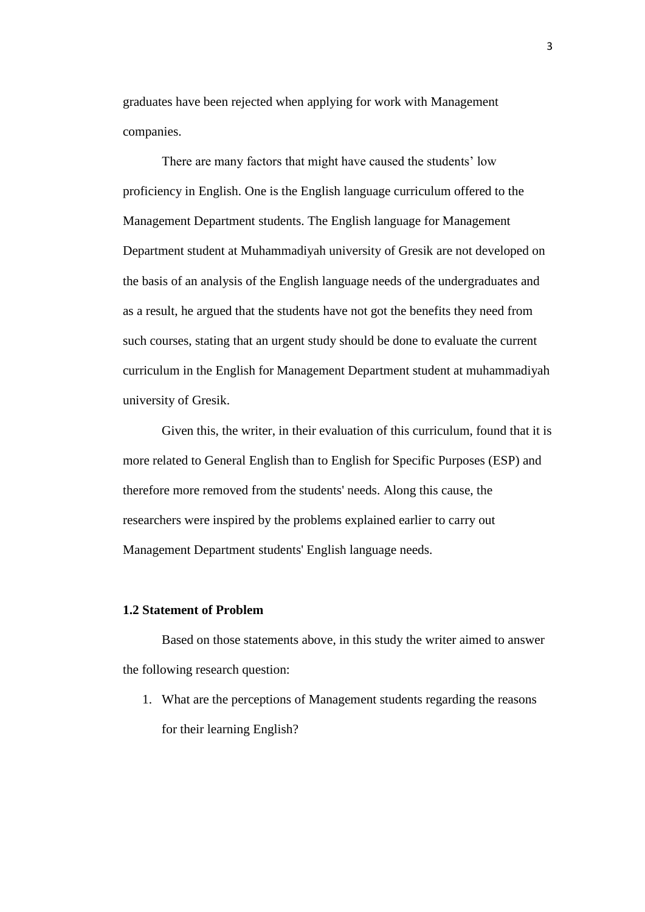graduates have been rejected when applying for work with Management companies.

There are many factors that might have caused the students' low proficiency in English. One is the English language curriculum offered to the Management Department students. The English language for Management Department student at Muhammadiyah university of Gresik are not developed on the basis of an analysis of the English language needs of the undergraduates and as a result, he argued that the students have not got the benefits they need from such courses, stating that an urgent study should be done to evaluate the current curriculum in the English for Management Department student at muhammadiyah university of Gresik.

Given this, the writer, in their evaluation of this curriculum, found that it is more related to General English than to English for Specific Purposes (ESP) and therefore more removed from the students' needs. Along this cause, the researchers were inspired by the problems explained earlier to carry out Management Department students' English language needs.

### 1.2 Statement of Problem

Based on those statements above, in this study the writer aimed to answer the following research question:

1. What are the perceptions of Management students regarding the reasons for their learning English?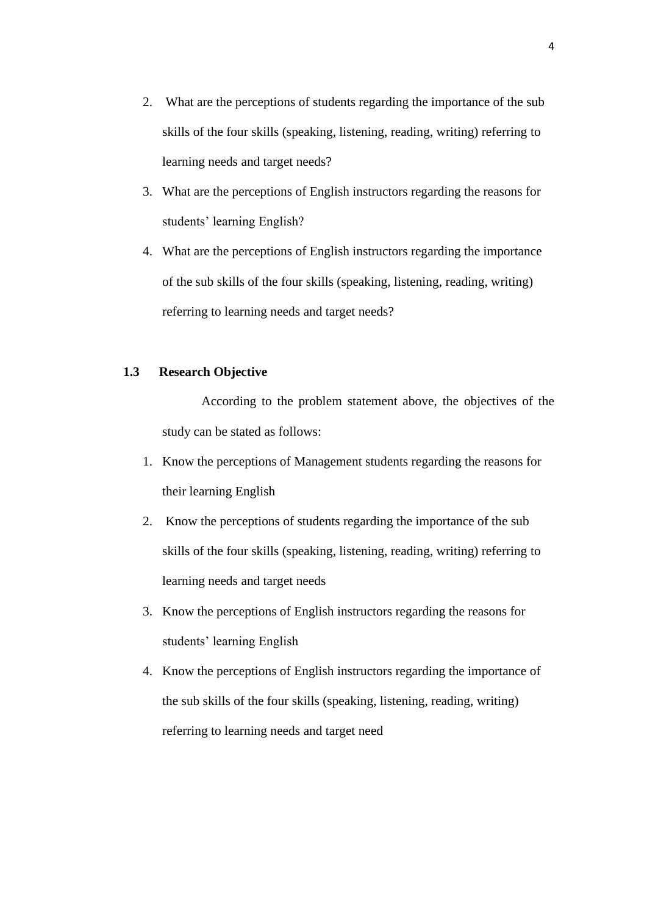2. What are the perceptions of students regarding the importance of the sub skills of the four skills (speaking, listening, reading, writing) referring to learning needs and target needs?
3. What are the perceptions of English instructors regarding the reasons for students' learning English?
4. What are the perceptions of English instructors regarding the importance of the sub skills of the four skills (speaking, listening, reading, writing) referring to learning needs and target needs?

## 1.3 Research Objective

According to the problem statement above, the objectives of the study can be stated as follows:

1. Know the perceptions of Management students regarding the reasons for their learning English
2. Know the perceptions of students regarding the importance of the sub skills of the four skills (speaking, listening, reading, writing) referring to learning needs and target needs
3. Know the perceptions of English instructors regarding the reasons for students' learning English
4. Know the perceptions of English instructors regarding the importance of the sub skills of the four skills (speaking, listening, reading, writing) referring to learning needs and target need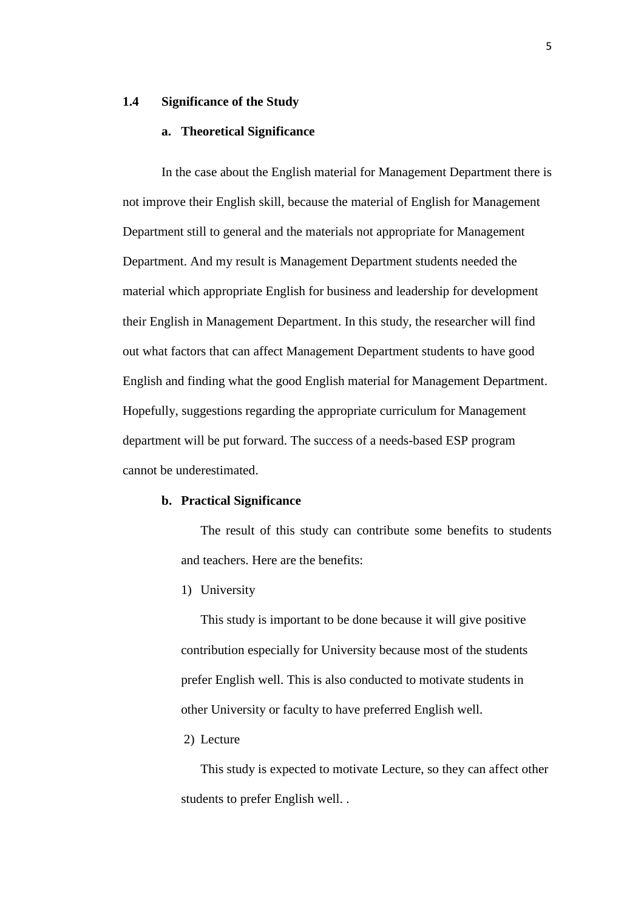### 1.4 Significance of the Study

#### a. Theoretical Significance

In the case about the English material for Management Department there is not improve their English skill, because the material of English for Management Department still to general and the materials not appropriate for Management Department. And my result is Management Department students needed the material which appropriate English for business and leadership for development their English in Management Department. In this study, the researcher will find out what factors that can affect Management Department students to have good English and finding what the good English material for Management Department. Hopefully, suggestions regarding the appropriate curriculum for Management department will be put forward. The success of a needs-based ESP program cannot be underestimated.

#### b. Practical Significance

The result of this study can contribute some benefits to students and teachers. Here are the benefits:

1) University

This study is important to be done because it will give positive contribution especially for University because most of the students prefer English well. This is also conducted to motivate students in other University or faculty to have preferred English well.

2) Lecture

This study is expected to motivate Lecture, so they can affect other students to prefer English well. .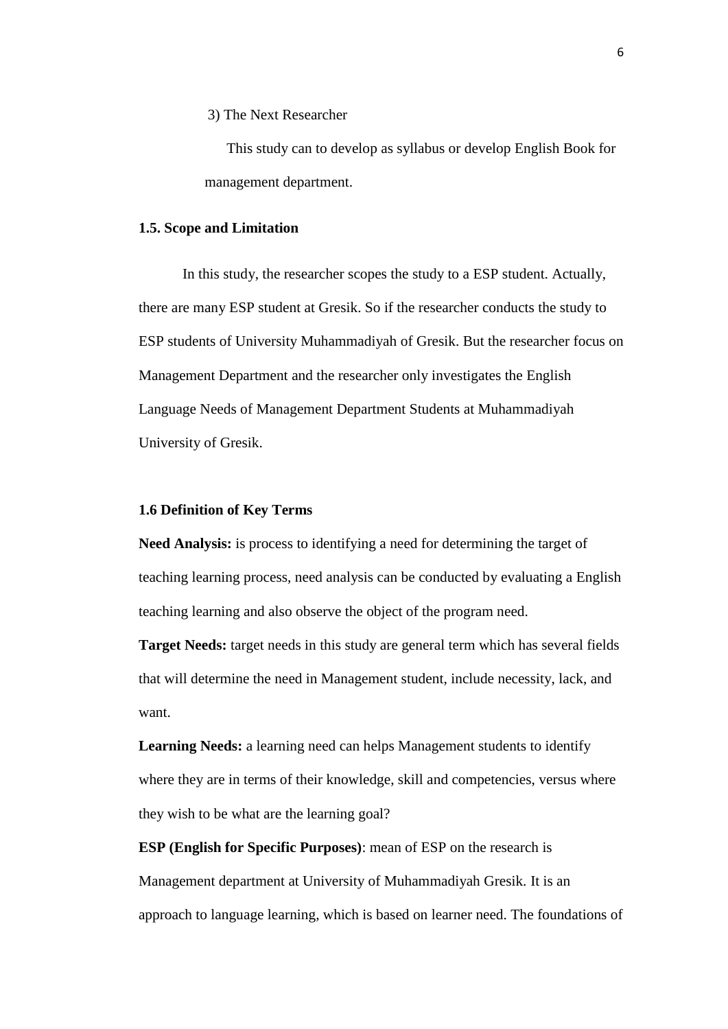3) The Next Researcher

This study can to develop as syllabus or develop English Book for management department.

### 1.5. Scope and Limitation

In this study, the researcher scopes the study to a ESP student. Actually, there are many ESP student at Gresik. So if the researcher conducts the study to ESP students of University Muhammadiyah of Gresik. But the researcher focus on Management Department and the researcher only investigates the English Language Needs of Management Department Students at Muhammadiyah University of Gresik.

### 1.6 Definition of Key Terms

**Need Analysis:** is process to identifying a need for determining the target of teaching learning process, need analysis can be conducted by evaluating a English teaching learning and also observe the object of the program need.

**Target Needs:** target needs in this study are general term which has several fields that will determine the need in Management student, include necessity, lack, and want.

**Learning Needs:** a learning need can helps Management students to identify where they are in terms of their knowledge, skill and competencies, versus where they wish to be what are the learning goal?

**ESP (English for Specific Purposes)**: mean of ESP on the research is Management department at University of Muhammadiyah Gresik. It is an approach to language learning, which is based on learner need. The foundations of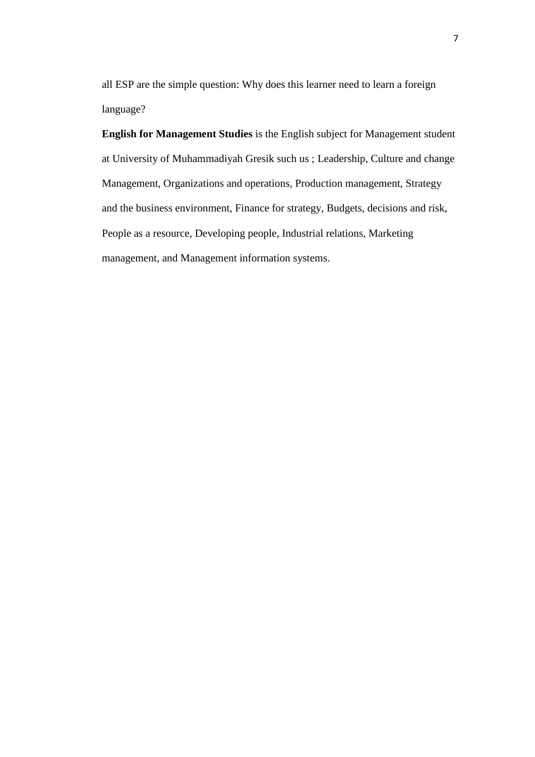all ESP are the simple question: Why does this learner need to learn a foreign language?

**English for Management Studies** is the English subject for Management student at University of Muhammadiyah Gresik such us ; Leadership, Culture and change Management, Organizations and operations, Production management, Strategy and the business environment, Finance for strategy, Budgets, decisions and risk, People as a resource, Developing people, Industrial relations, Marketing management, and Management information systems.